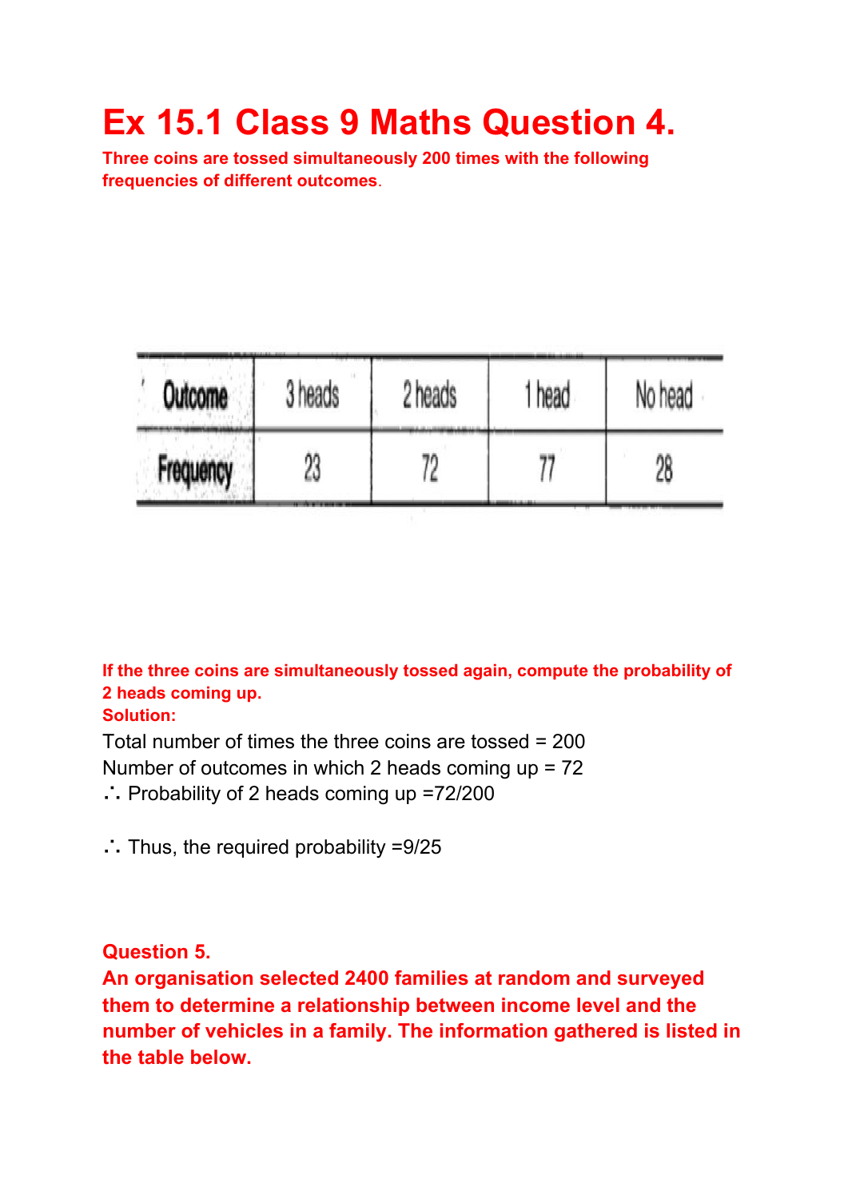# Ex 15.1 Class 9 Maths Question 4.

**Three coins are tossed simultaneously 200 times with the following frequencies of different outcomes.**

| Outcome | 3 heads | 2 heads | 1 head | No head |
|---|---|---|---|---|
| Frequency | 23 | 72 | 77 | 28 |

**If the three coins are simultaneously tossed again, compute the probability of 2 heads coming up.**

**Solution:**

Total number of times the three coins are tossed = 200

Number of outcomes in which 2 heads coming up = 72

∴ Probability of 2 heads coming up =72/200

∴ Thus, the required probability =9/25

**Question 5.**

**An organisation selected 2400 families at random and surveyed them to determine a relationship between income level and the number of vehicles in a family. The information gathered is listed in the table below.**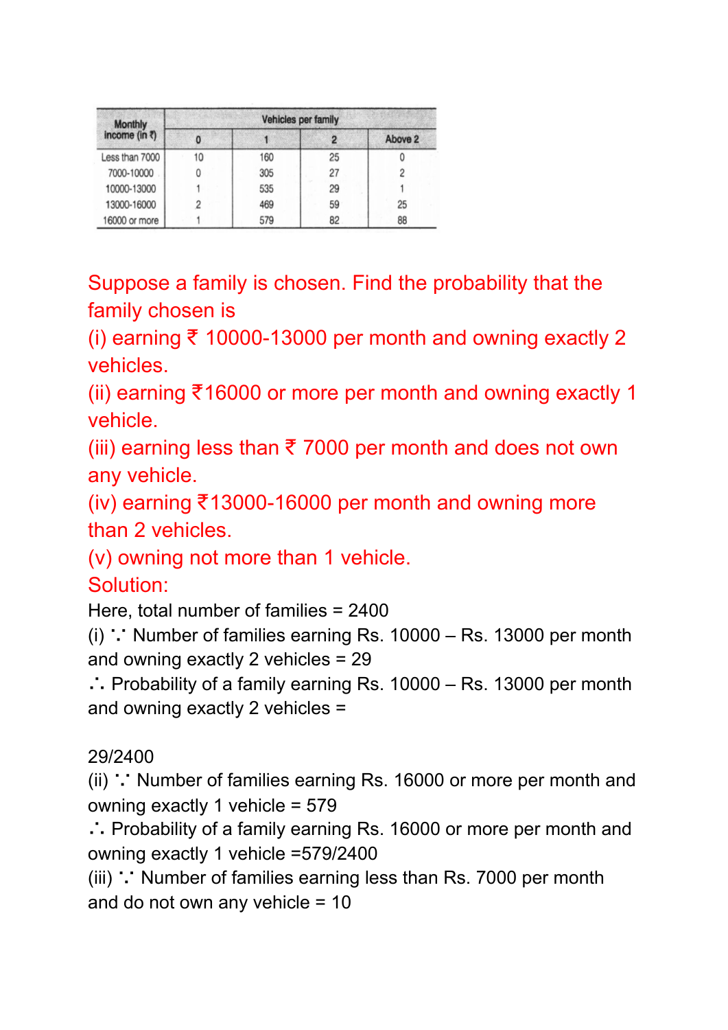| Monthly Income (in ₹) | Vehicles per family | | | |
|---|---|---|---|---|
| | 0 | 1 | 2 | Above 2 |
| Less than 7000 | 10 | 160 | 25 | 0 |
| 7000-10000 | 0 | 305 | 27 | 2 |
| 10000-13000 | 1 | 535 | 29 | 1 |
| 13000-16000 | 2 | 469 | 59 | 25 |
| 16000 or more | 1 | 579 | 82 | 88 |

Suppose a family is chosen. Find the probability that the family chosen is

(i) earning ₹ 10000-13000 per month and owning exactly 2 vehicles.

(ii) earning ₹16000 or more per month and owning exactly 1 vehicle.

(iii) earning less than ₹ 7000 per month and does not own any vehicle.

(iv) earning ₹13000-16000 per month and owning more than 2 vehicles.

(v) owning not more than 1 vehicle.

Solution:

Here, total number of families = 2400

(i) ∵ Number of families earning Rs. 10000 – Rs. 13000 per month and owning exactly 2 vehicles = 29

∴ Probability of a family earning Rs. 10000 – Rs. 13000 per month and owning exactly 2 vehicles =

29/2400

(ii) ∵ Number of families earning Rs. 16000 or more per month and owning exactly 1 vehicle = 579

∴ Probability of a family earning Rs. 16000 or more per month and owning exactly 1 vehicle =579/2400

(iii) ∵ Number of families earning less than Rs. 7000 per month and do not own any vehicle = 10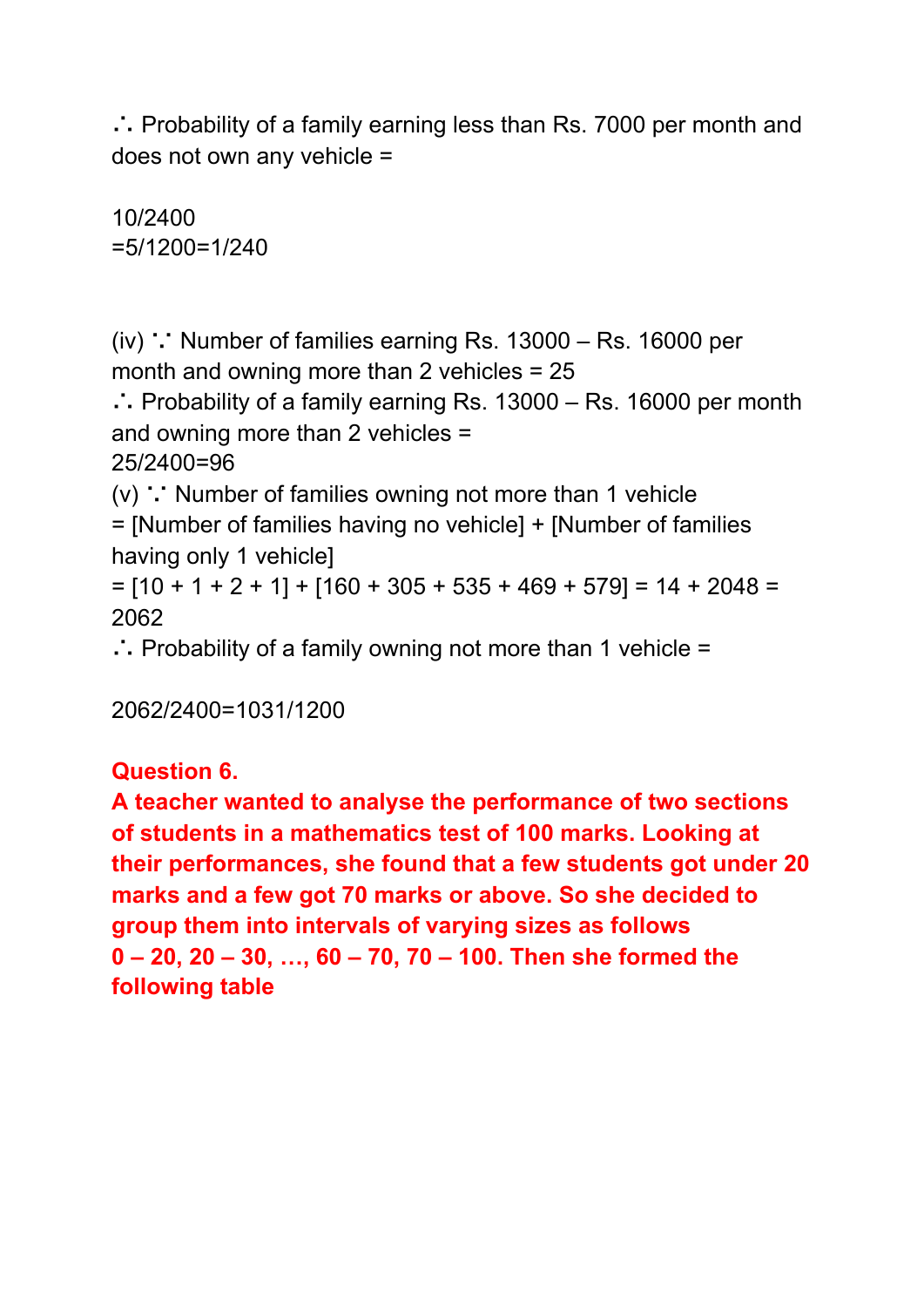∴ Probability of a family earning less than Rs. 7000 per month and does not own any vehicle =

$10/2400$
$=5/1200=1/240$

(iv) ∵ Number of families earning Rs. 13000 – Rs. 16000 per month and owning more than 2 vehicles = 25
∴ Probability of a family earning Rs. 13000 – Rs. 16000 per month and owning more than 2 vehicles =
$25/2400=96$
(v) ∵ Number of families owning not more than 1 vehicle
= [Number of families having no vehicle] + [Number of families having only 1 vehicle]
= [10 + 1 + 2 + 1] + [160 + 305 + 535 + 469 + 579] = 14 + 2048 = 2062
∴ Probability of a family owning not more than 1 vehicle =

$2062/2400=1031/1200$

**Question 6.**
**A teacher wanted to analyse the performance of two sections of students in a mathematics test of 100 marks. Looking at their performances, she found that a few students got under 20 marks and a few got 70 marks or above. So she decided to group them into intervals of varying sizes as follows 0 – 20, 20 – 30, …, 60 – 70, 70 – 100. Then she formed the following table**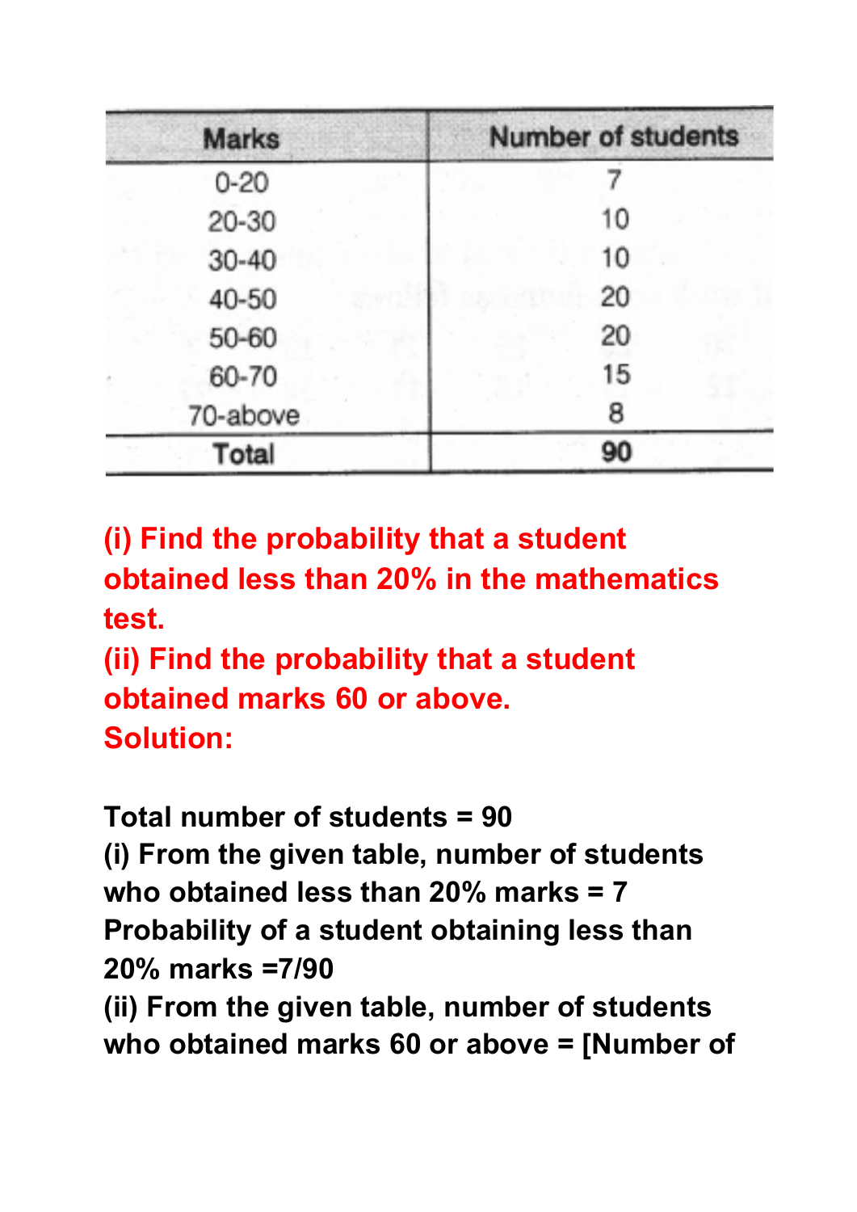| Marks | Number of students |
|---|---|
| 0-20 | 7 |
| 20-30 | 10 |
| 30-40 | 10 |
| 40-50 | 20 |
| 50-60 | 20 |
| 60-70 | 15 |
| 70-above | 8 |
| **Total** | **90** |

**(i) Find the probability that a student obtained less than 20% in the mathematics test.**
**(ii) Find the probability that a student obtained marks 60 or above.**
**Solution:**

**Total number of students = 90**
**(i) From the given table, number of students who obtained less than 20% marks = 7**
**Probability of a student obtaining less than 20% marks =7/90**
**(ii) From the given table, number of students who obtained marks 60 or above = [Number of**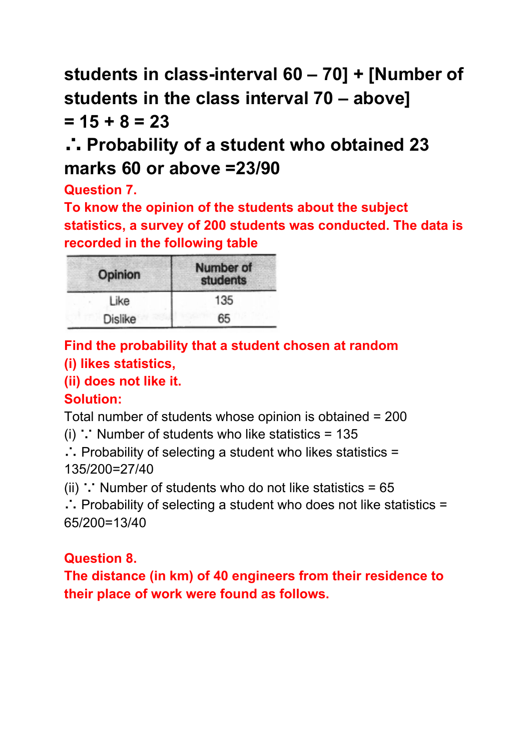**students in class-interval 60 – 70] + [Number of students in the class interval 70 – above]**
**= 15 + 8 = 23**
**∴ Probability of a student who obtained 23 marks 60 or above =23/90**

**Question 7.**
**To know the opinion of the students about the subject statistics, a survey of 200 students was conducted. The data is recorded in the following table**

| Opinion | Number of students |
|---|---|
| Like | 135 |
| Dislike | 65 |

**Find the probability that a student chosen at random**
**(i) likes statistics,**
**(ii) does not like it.**
**Solution:**
Total number of students whose opinion is obtained = 200
(i) ∵ Number of students who like statistics = 135
∴ Probability of selecting a student who likes statistics = 135/200=27/40
(ii) ∵ Number of students who do not like statistics = 65
∴ Probability of selecting a student who does not like statistics = 65/200=13/40

**Question 8.**
**The distance (in km) of 40 engineers from their residence to their place of work were found as follows.**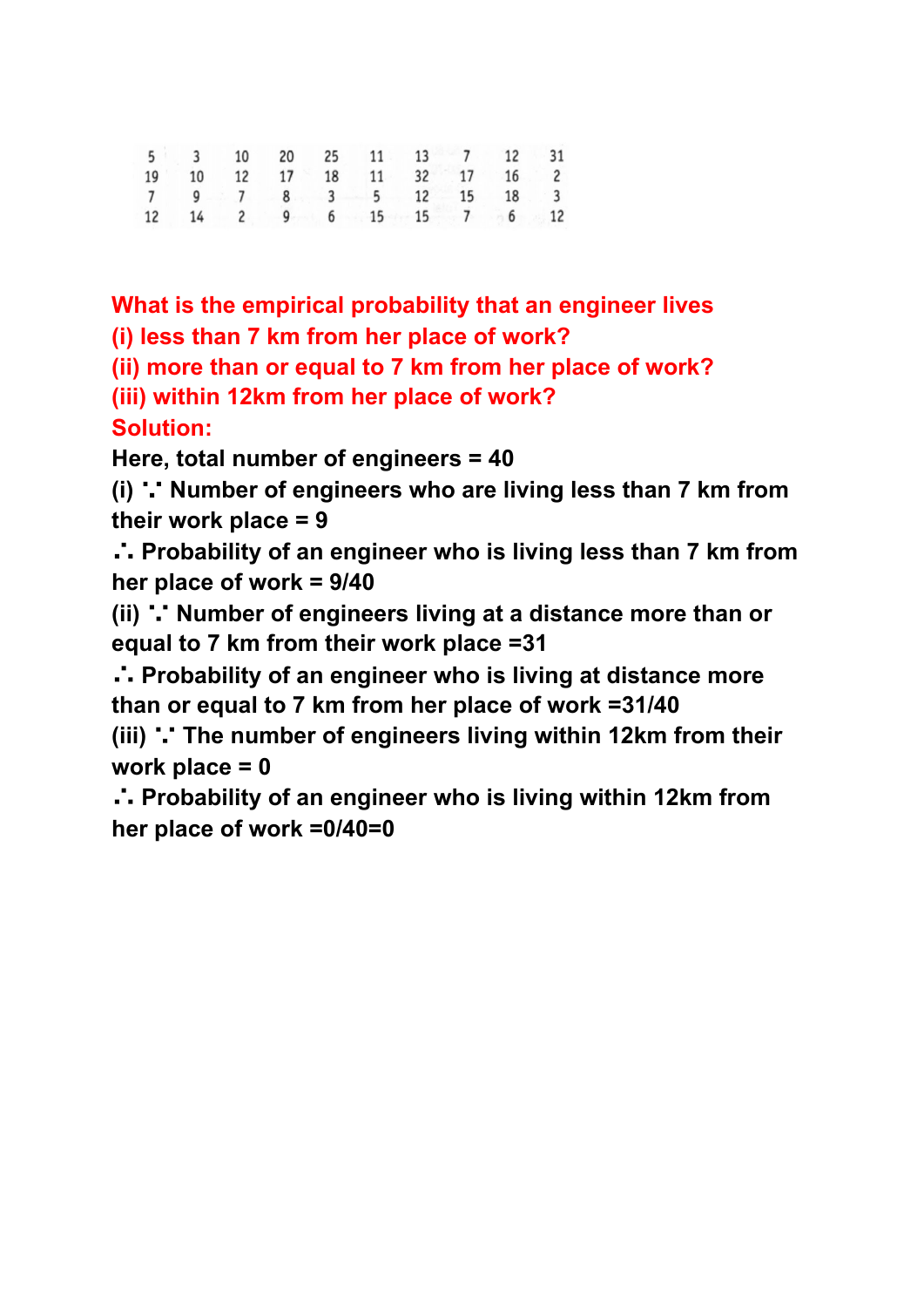| | | | | | | | | | |
|---|---|---|---|---|---|---|---|---|---|
| 5 | 3 | 10 | 20 | 25 | 11 | 13 | 7 | 12 | 31 |
| 19 | 10 | 12 | 17 | 18 | 11 | 32 | 17 | 16 | 2 |
| 7 | 9 | 7 | 8 | 3 | 5 | 12 | 15 | 18 | 3 |
| 12 | 14 | 2 | 9 | 6 | 15 | 15 | 7 | 6 | 12 |

**What is the empirical probability that an engineer lives**

**(i) less than 7 km from her place of work?**

**(ii) more than or equal to 7 km from her place of work?**

**(iii) within 12km from her place of work?**

**Solution:**

**Here, total number of engineers = 40**

**(i) ∵ Number of engineers who are living less than 7 km from their work place = 9**

**∴ Probability of an engineer who is living less than 7 km from her place of work = 9/40**

**(ii) ∵ Number of engineers living at a distance more than or equal to 7 km from their work place =31**

**∴ Probability of an engineer who is living at distance more than or equal to 7 km from her place of work =31/40**

**(iii) ∵ The number of engineers living within 12km from their work place = 0**

**∴ Probability of an engineer who is living within 12km from her place of work =0/40=0**